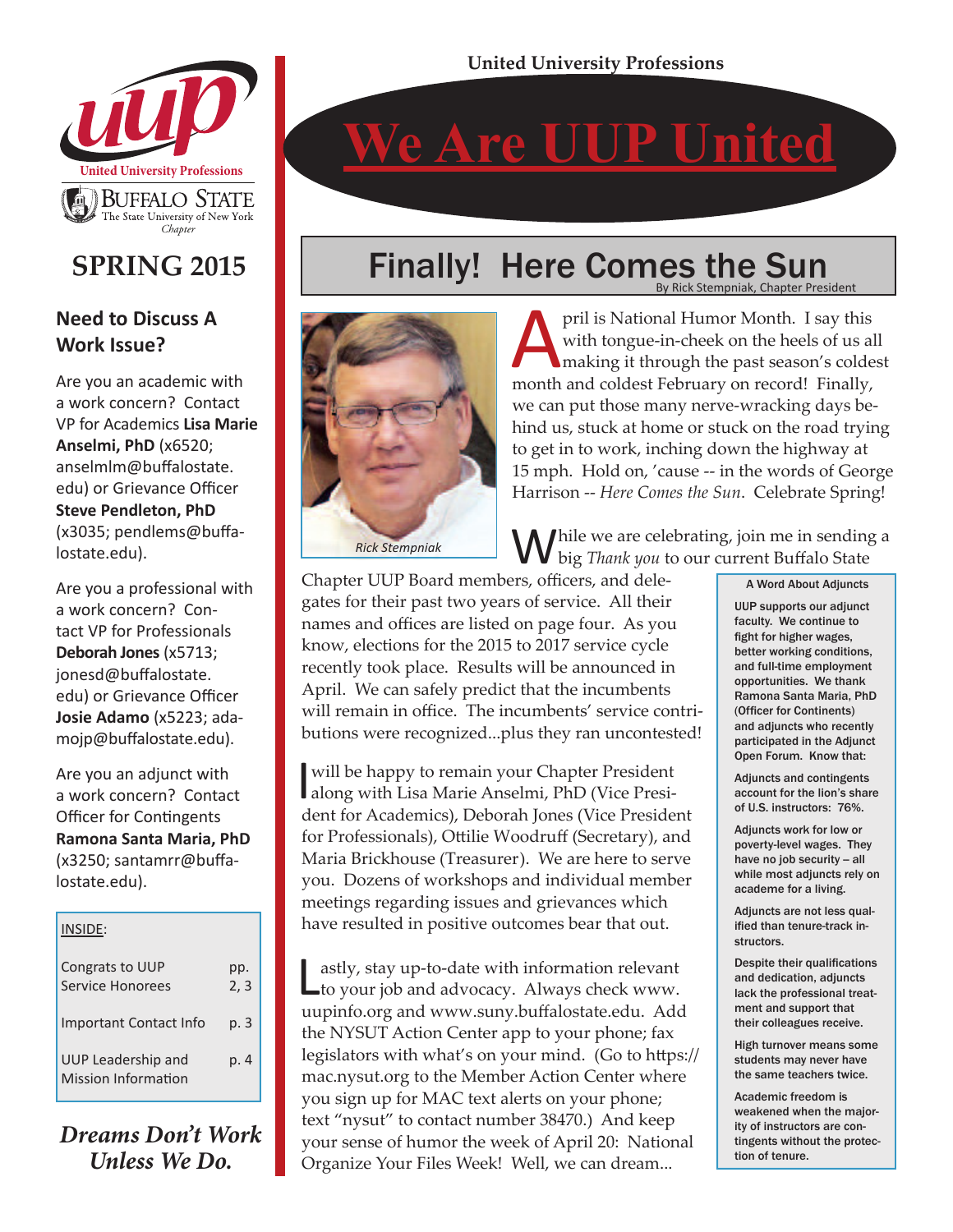United University Professions

# We Are UUP United

United University Professions
BUFFALO STATE
The State University of New York
*Chapter*

## SPRING 2015

### Need to Discuss A Work Issue?

Are you an academic with a work concern? Contact VP for Academics **Lisa Marie Anselmi, PhD** (x6520; anselmlm@buffalostate.edu) or Grievance Officer **Steve Pendleton, PhD** (x3035; pendlems@buffalostate.edu).

Are you a professional with a work concern? Contact VP for Professionals **Deborah Jones** (x5713; jonesd@buffalostate.edu) or Grievance Officer **Josie Adamo** (x5223; adamojp@buffalostate.edu).

Are you an adjunct with a work concern? Contact Officer for Contingents **Ramona Santa Maria, PhD** (x3250; santamrr@buffalostate.edu).

| INSIDE: | |
|---|---|
| Congrats to UUP Service Honorees | pp. 2, 3 |
| Important Contact Info | p. 3 |
| UUP Leadership and Mission Information | p. 4 |

***Dreams Don't Work Unless We Do.***

## Finally! Here Comes the Sun

By Rick Stempniak, Chapter President

*Rick Stempniak*

April is National Humor Month. I say this with tongue-in-cheek on the heels of us all making it through the past season's coldest month and coldest February on record! Finally, we can put those many nerve-wracking days behind us, stuck at home or stuck on the road trying to get in to work, inching down the highway at 15 mph. Hold on, 'cause -- in the words of George Harrison -- *Here Comes the Sun*. Celebrate Spring!

While we are celebrating, join me in sending a big *Thank you* to our current Buffalo State Chapter UUP Board members, officers, and delegates for their past two years of service. All their names and offices are listed on page four. As you know, elections for the 2015 to 2017 service cycle recently took place. Results will be announced in April. We can safely predict that the incumbents will remain in office. The incumbents' service contributions were recognized...plus they ran uncontested!

I will be happy to remain your Chapter President along with Lisa Marie Anselmi, PhD (Vice President for Academics), Deborah Jones (Vice President for Professionals), Ottilie Woodruff (Secretary), and Maria Brickhouse (Treasurer). We are here to serve you. Dozens of workshops and individual member meetings regarding issues and grievances which have resulted in positive outcomes bear that out.

Lastly, stay up-to-date with information relevant to your job and advocacy. Always check www.uupinfo.org and www.suny.buffalostate.edu. Add the NYSUT Action Center app to your phone; fax legislators with what's on your mind. (Go to https://mac.nysut.org to the Member Action Center where you sign up for MAC text alerts on your phone; text "nysut" to contact number 38470.) And keep your sense of humor the week of April 20: National Organize Your Files Week! Well, we can dream...

### A Word About Adjuncts

UUP supports our adjunct faculty. We continue to fight for higher wages, better working conditions, and full-time employment opportunities. We thank Ramona Santa Maria, PhD (Officer for Continents) and adjuncts who recently participated in the Adjunct Open Forum. Know that:

Adjuncts and contingents account for the lion's share of U.S. instructors: 76%.

Adjuncts work for low or poverty-level wages. They have no job security – all while most adjuncts rely on academe for a living.

Adjuncts are not less qualified than tenure-track instructors.

Despite their qualifications and dedication, adjuncts lack the professional treatment and support that their colleagues receive.

High turnover means some students may never have the same teachers twice.

Academic freedom is weakened when the majority of instructors are contingents without the protection of tenure.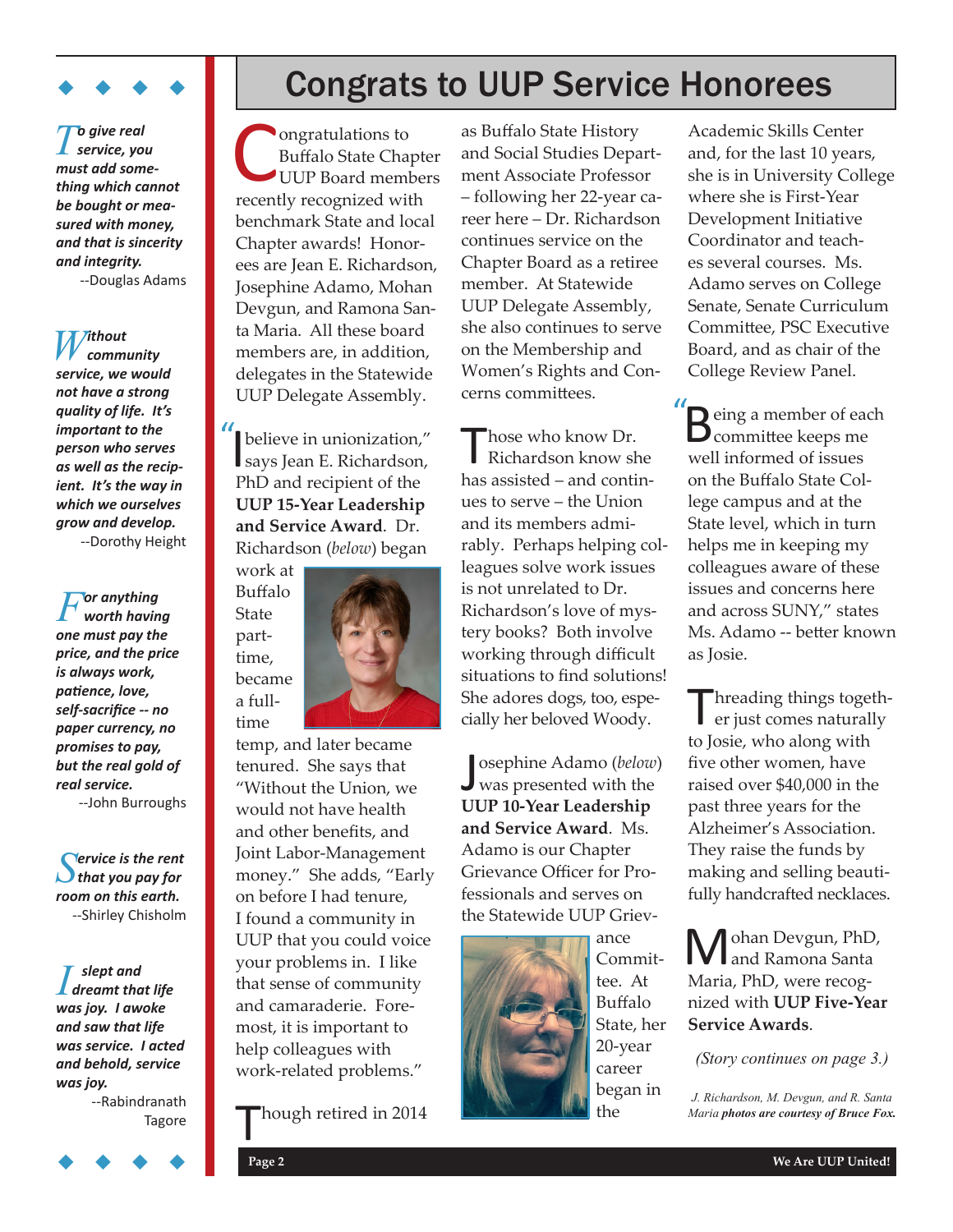# Congrats to UUP Service Honorees

Congratulations to Buffalo State Chapter UUP Board members recently recognized with benchmark State and local Chapter awards! Honorees are Jean E. Richardson, Josephine Adamo, Mohan Devgun, and Ramona Santa Maria. All these board members are, in addition, delegates in the Statewide UUP Delegate Assembly.

"I believe in unionization," says Jean E. Richardson, PhD and recipient of the **UUP 15-Year Leadership and Service Award**. Dr. Richardson (*below*) began work at Buffalo State part-time, became a full-time temp, and later became tenured. She says that "Without the Union, we would not have health and other benefits, and Joint Labor-Management money." She adds, "Early on before I had tenure, I found a community in UUP that you could voice your problems in. I like that sense of community and camaraderie. Foremost, it is important to help colleagues with work-related problems."

Though retired in 2014 as Buffalo State History and Social Studies Department Associate Professor – following her 22-year career here – Dr. Richardson continues service on the Chapter Board as a retiree member. At Statewide UUP Delegate Assembly, she also continues to serve on the Membership and Women's Rights and Concerns committees.

Those who know Dr. Richardson know she has assisted – and continues to serve – the Union and its members admirably. Perhaps helping colleagues solve work issues is not unrelated to Dr. Richardson's love of mystery books? Both involve working through difficult situations to find solutions! She adores dogs, too, especially her beloved Woody.

Josephine Adamo (*below*) was presented with the **UUP 10-Year Leadership and Service Award**. Ms. Adamo is our Chapter Grievance Officer for Professionals and serves on the Statewide UUP Grievance Committee. At Buffalo State, her 20-year career began in the Academic Skills Center and, for the last 10 years, she is in University College where she is First-Year Development Initiative Coordinator and teaches several courses. Ms. Adamo serves on College Senate, Senate Curriculum Committee, PSC Executive Board, and as chair of the College Review Panel.

"Being a member of each committee keeps me well informed of issues on the Buffalo State College campus and at the State level, which in turn helps me in keeping my colleagues aware of these issues and concerns here and across SUNY," states Ms. Adamo -- better known as Josie.

Threading things together just comes naturally to Josie, who along with five other women, have raised over $40,000 in the past three years for the Alzheimer's Association. They raise the funds by making and selling beautifully handcrafted necklaces.

Mohan Devgun, PhD, and Ramona Santa Maria, PhD, were recognized with **UUP Five-Year Service Awards**.

*(Story continues on page 3.)*

*J. Richardson, M. Devgun, and R. Santa Maria* ***photos are courtesy of Bruce Fox.***

---

***To give real service, you must add something which cannot be bought or measured with money, and that is sincerity and integrity.***
--Douglas Adams

***Without community service, we would not have a strong quality of life. It's important to the person who serves as well as the recipient. It's the way in which we ourselves grow and develop.***
--Dorothy Height

***For anything worth having one must pay the price, and the price is always work, patience, love, self-sacrifice -- no paper currency, no promises to pay, but the real gold of real service.***
--John Burroughs

***Service is the rent that you pay for room on this earth.***
--Shirley Chisholm

***I slept and dreamt that life was joy. I awoke and saw that life was service. I acted and behold, service was joy.***
--Rabindranath Tagore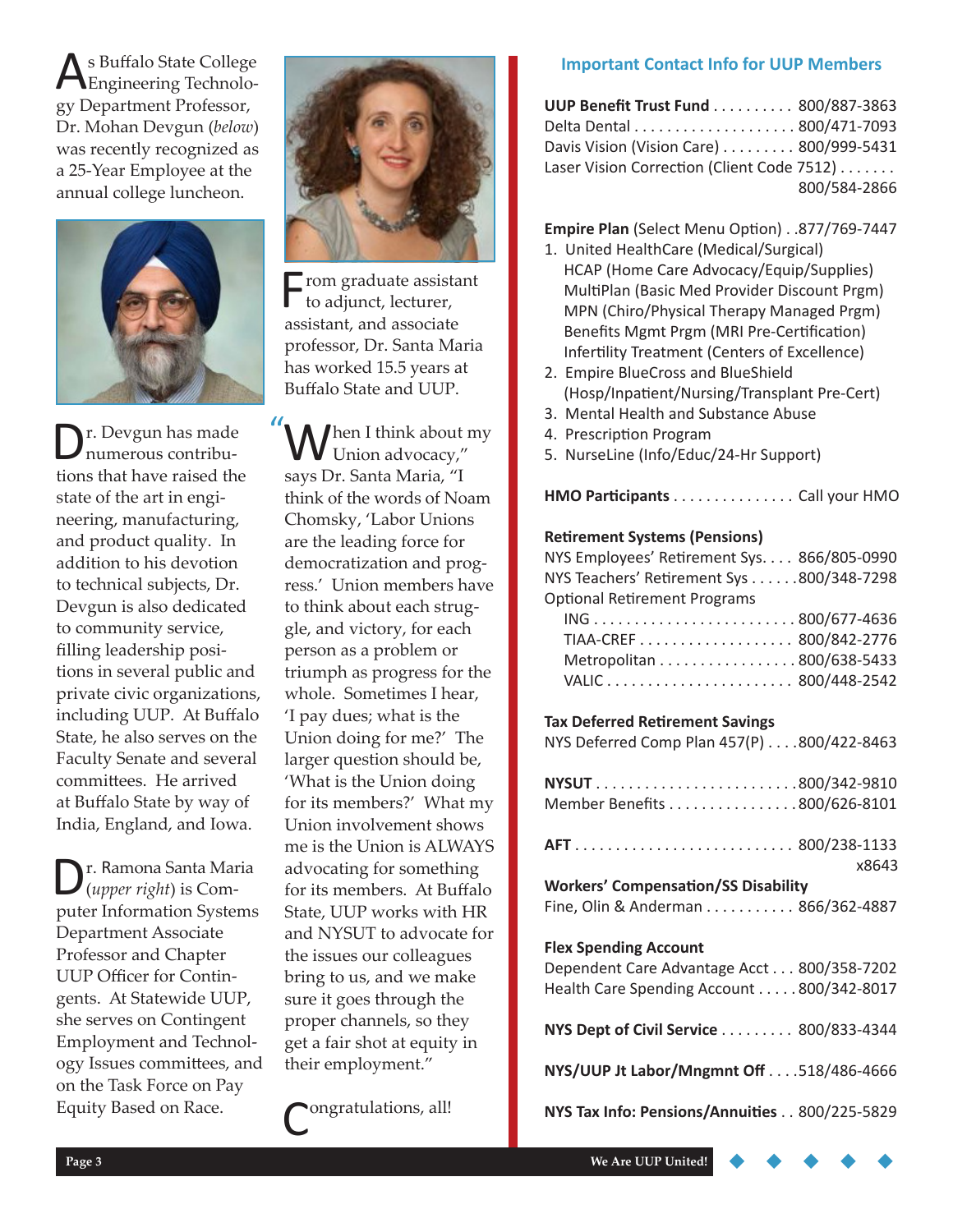As Buffalo State College Engineering Technology Department Professor, Dr. Mohan Devgun (*below*) was recently recognized as a 25-Year Employee at the annual college luncheon.

Dr. Devgun has made numerous contributions that have raised the state of the art in engineering, manufacturing, and product quality. In addition to his devotion to technical subjects, Dr. Devgun is also dedicated to community service, filling leadership positions in several public and private civic organizations, including UUP. At Buffalo State, he also serves on the Faculty Senate and several committees. He arrived at Buffalo State by way of India, England, and Iowa.

Dr. Ramona Santa Maria (*upper right*) is Computer Information Systems Department Associate Professor and Chapter UUP Officer for Contingents. At Statewide UUP, she serves on Contingent Employment and Technology Issues committees, and on the Task Force on Pay Equity Based on Race.

From graduate assistant to adjunct, lecturer, assistant, and associate professor, Dr. Santa Maria has worked 15.5 years at Buffalo State and UUP.

"When I think about my Union advocacy," says Dr. Santa Maria, "I think of the words of Noam Chomsky, 'Labor Unions are the leading force for democratization and progress.' Union members have to think about each struggle, and victory, for each person as a problem or triumph as progress for the whole. Sometimes I hear, 'I pay dues; what is the Union doing for me?' The larger question should be, 'What is the Union doing for its members?' What my Union involvement shows me is the Union is ALWAYS advocating for something for its members. At Buffalo State, UUP works with HR and NYSUT to advocate for the issues our colleagues bring to us, and we make sure it goes through the proper channels, so they get a fair shot at equity in their employment."

Congratulations, all!

## Important Contact Info for UUP Members

**UUP Benefit Trust Fund** .......... 800/887-3863
Delta Dental .................... 800/471-7093
Davis Vision (Vision Care) ......... 800/999-5431
Laser Vision Correction (Client Code 7512) ....... 800/584-2866

**Empire Plan** (Select Menu Option) . . 877/769-7447

1. United HealthCare (Medical/Surgical)
   HCAP (Home Care Advocacy/Equip/Supplies)
   MultiPlan (Basic Med Provider Discount Prgm)
   MPN (Chiro/Physical Therapy Managed Prgm)
   Benefits Mgmt Prgm (MRI Pre-Certification)
   Infertility Treatment (Centers of Excellence)
2. Empire BlueCross and BlueShield (Hosp/Inpatient/Nursing/Transplant Pre-Cert)
3. Mental Health and Substance Abuse
4. Prescription Program
5. NurseLine (Info/Educ/24-Hr Support)

**HMO Participants** ............... Call your HMO

**Retirement Systems (Pensions)**
NYS Employees' Retirement Sys. . . . 866/805-0990
NYS Teachers' Retirement Sys ...... 800/348-7298
Optional Retirement Programs
ING ......................... 800/677-4636
TIAA-CREF ................... 800/842-2776
Metropolitan ................. 800/638-5433
VALIC ....................... 800/448-2542

**Tax Deferred Retirement Savings**
NYS Deferred Comp Plan 457(P) . . . . 800/422-8463

**NYSUT** ......................... 800/342-9810
Member Benefits ................ 800/626-8101

**AFT** .......................... 800/238-1133 x8643

**Workers' Compensation/SS Disability**
Fine, Olin & Anderman ........... 866/362-4887

**Flex Spending Account**
Dependent Care Advantage Acct . . . 800/358-7202
Health Care Spending Account ..... 800/342-8017

**NYS Dept of Civil Service** ......... 800/833-4344

**NYS/UUP Jt Labor/Mngmnt Off** . . . . 518/486-4666

**NYS Tax Info: Pensions/Annuities** . . 800/225-5829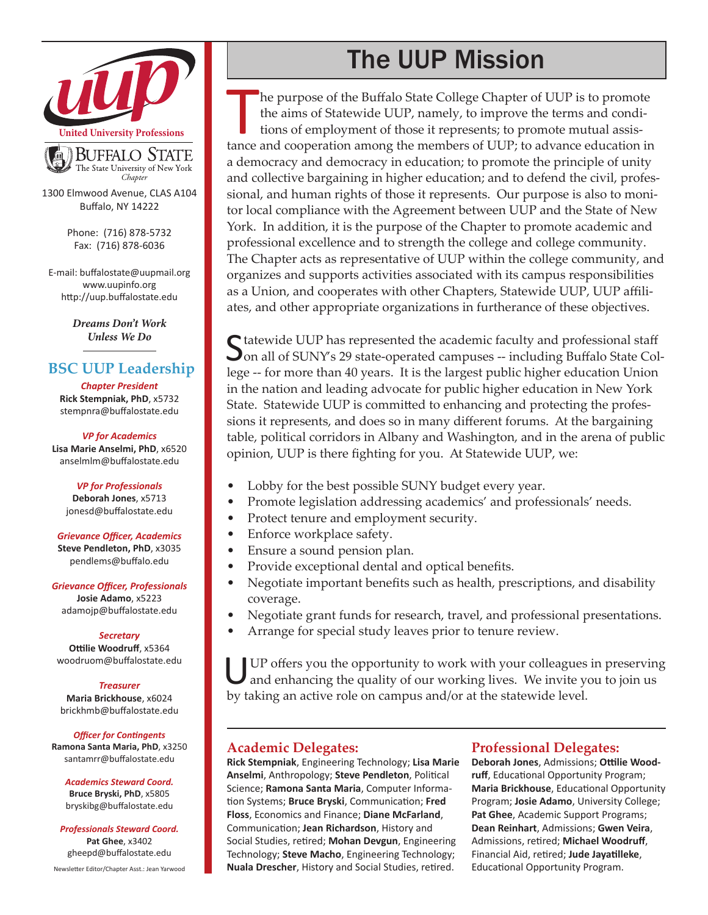United University Professions

BUFFALO STATE
The State University of New York
*Chapter*

1300 Elmwood Avenue, CLAS A104
Buffalo, NY 14222

Phone: (716) 878-5732
Fax: (716) 878-6036

E-mail: buffalostate@uupmail.org
www.uupinfo.org
http://uup.buffalostate.edu

***Dreams Don't Work***
***Unless We Do***

## BSC UUP Leadership

*Chapter President*
**Rick Stempniak, PhD**, x5732
stempnra@buffalostate.edu

*VP for Academics*
**Lisa Marie Anselmi, PhD**, x6520
anselmlm@buffalostate.edu

*VP for Professionals*
**Deborah Jones**, x5713
jonesd@buffalostate.edu

*Grievance Officer, Academics*
**Steve Pendleton, PhD**, x3035
pendlems@buffalo.edu

*Grievance Officer, Professionals*
**Josie Adamo**, x5223
adamojp@buffalostate.edu

*Secretary*
**Ottilie Woodruff**, x5364
woodruom@buffalostate.edu

*Treasurer*
**Maria Brickhouse**, x6024
brickhmb@buffalostate.edu

*Officer for Contingents*
**Ramona Santa Maria, PhD**, x3250
santamrr@buffalostate.edu

*Academics Steward Coord.*
**Bruce Bryski, PhD**, x5805
bryskibg@buffalostate.edu

*Professionals Steward Coord.*
**Pat Ghee**, x3402
gheepd@buffalostate.edu

Newsletter Editor/Chapter Asst.: Jean Yarwood

# The UUP Mission

The purpose of the Buffalo State College Chapter of UUP is to promote the aims of Statewide UUP, namely, to improve the terms and conditions of employment of those it represents; to promote mutual assistance and cooperation among the members of UUP; to advance education in a democracy and democracy in education; to promote the principle of unity and collective bargaining in higher education; and to defend the civil, professional, and human rights of those it represents. Our purpose is also to monitor local compliance with the Agreement between UUP and the State of New York. In addition, it is the purpose of the Chapter to promote academic and professional excellence and to strength the college and college community. The Chapter acts as representative of UUP within the college community, and organizes and supports activities associated with its campus responsibilities as a Union, and cooperates with other Chapters, Statewide UUP, UUP affiliates, and other appropriate organizations in furtherance of these objectives.

Statewide UUP has represented the academic faculty and professional staff on all of SUNY's 29 state-operated campuses -- including Buffalo State College -- for more than 40 years. It is the largest public higher education Union in the nation and leading advocate for public higher education in New York State. Statewide UUP is committed to enhancing and protecting the professions it represents, and does so in many different forums. At the bargaining table, political corridors in Albany and Washington, and in the arena of public opinion, UUP is there fighting for you. At Statewide UUP, we:

- Lobby for the best possible SUNY budget every year.
- Promote legislation addressing academics' and professionals' needs.
- Protect tenure and employment security.
- Enforce workplace safety.
- Ensure a sound pension plan.
- Provide exceptional dental and optical benefits.
- Negotiate important benefits such as health, prescriptions, and disability coverage.
- Negotiate grant funds for research, travel, and professional presentations.
- Arrange for special study leaves prior to tenure review.

UUP offers you the opportunity to work with your colleagues in preserving and enhancing the quality of our working lives. We invite you to join us by taking an active role on campus and/or at the statewide level.

## Academic Delegates:

**Rick Stempniak**, Engineering Technology; **Lisa Marie Anselmi**, Anthropology; **Steve Pendleton**, Political Science; **Ramona Santa Maria**, Computer Information Systems; **Bruce Bryski**, Communication; **Fred Floss**, Economics and Finance; **Diane McFarland**, Communication; **Jean Richardson**, History and Social Studies, retired; **Mohan Devgun**, Engineering Technology; **Steve Macho**, Engineering Technology; **Nuala Drescher**, History and Social Studies, retired.

## Professional Delegates:

**Deborah Jones**, Admissions; **Ottilie Woodruff**, Educational Opportunity Program; **Maria Brickhouse**, Educational Opportunity Program; **Josie Adamo**, University College; **Pat Ghee**, Academic Support Programs; **Dean Reinhart**, Admissions; **Gwen Veira**, Admissions, retired; **Michael Woodruff**, Financial Aid, retired; **Jude Jayatilleke**, Educational Opportunity Program.